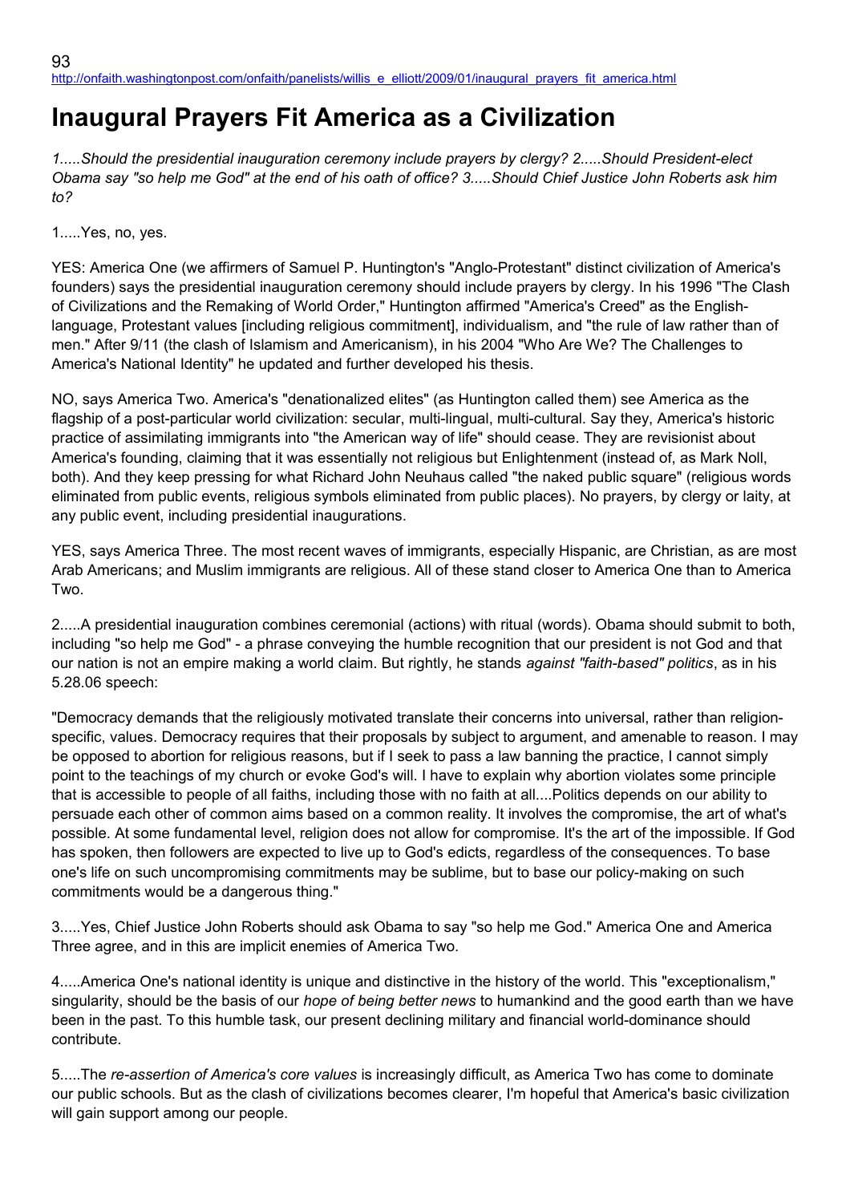http://onfaith.washingtonpost.com/onfaith/panelists/willis_e_elliott/2009/01/inaugural_prayers_fit_america.html

# Inaugural Prayers Fit America as a Civilization

*1.....Should the presidential inauguration ceremony include prayers by clergy? 2.....Should President-elect Obama say "so help me God" at the end of his oath of office? 3.....Should Chief Justice John Roberts ask him to?*

1.....Yes, no, yes.

YES: America One (we affirmers of Samuel P. Huntington's "Anglo-Protestant" distinct civilization of America's founders) says the presidential inauguration ceremony should include prayers by clergy. In his 1996 "The Clash of Civilizations and the Remaking of World Order," Huntington affirmed "America's Creed" as the English-language, Protestant values [including religious commitment], individualism, and "the rule of law rather than of men." After 9/11 (the clash of Islamism and Americanism), in his 2004 "Who Are We? The Challenges to America's National Identity" he updated and further developed his thesis.

NO, says America Two. America's "denationalized elites" (as Huntington called them) see America as the flagship of a post-particular world civilization: secular, multi-lingual, multi-cultural. Say they, America's historic practice of assimilating immigrants into "the American way of life" should cease. They are revisionist about America's founding, claiming that it was essentially not religious but Enlightenment (instead of, as Mark Noll, both). And they keep pressing for what Richard John Neuhaus called "the naked public square" (religious words eliminated from public events, religious symbols eliminated from public places). No prayers, by clergy or laity, at any public event, including presidential inaugurations.

YES, says America Three. The most recent waves of immigrants, especially Hispanic, are Christian, as are most Arab Americans; and Muslim immigrants are religious. All of these stand closer to America One than to America Two.

2.....A presidential inauguration combines ceremonial (actions) with ritual (words). Obama should submit to both, including "so help me God" - a phrase conveying the humble recognition that our president is not God and that our nation is not an empire making a world claim. But rightly, he stands *against "faith-based" politics*, as in his 5.28.06 speech:

"Democracy demands that the religiously motivated translate their concerns into universal, rather than religion-specific, values. Democracy requires that their proposals by subject to argument, and amenable to reason. I may be opposed to abortion for religious reasons, but if I seek to pass a law banning the practice, I cannot simply point to the teachings of my church or evoke God's will. I have to explain why abortion violates some principle that is accessible to people of all faiths, including those with no faith at all....Politics depends on our ability to persuade each other of common aims based on a common reality. It involves the compromise, the art of what's possible. At some fundamental level, religion does not allow for compromise. It's the art of the impossible. If God has spoken, then followers are expected to live up to God's edicts, regardless of the consequences. To base one's life on such uncompromising commitments may be sublime, but to base our policy-making on such commitments would be a dangerous thing."

3.....Yes, Chief Justice John Roberts should ask Obama to say "so help me God." America One and America Three agree, and in this are implicit enemies of America Two.

4.....America One's national identity is unique and distinctive in the history of the world. This "exceptionalism," singularity, should be the basis of our *hope of being better news* to humankind and the good earth than we have been in the past. To this humble task, our present declining military and financial world-dominance should contribute.

5.....The *re-assertion of America's core values* is increasingly difficult, as America Two has come to dominate our public schools. But as the clash of civilizations becomes clearer, I'm hopeful that America's basic civilization will gain support among our people.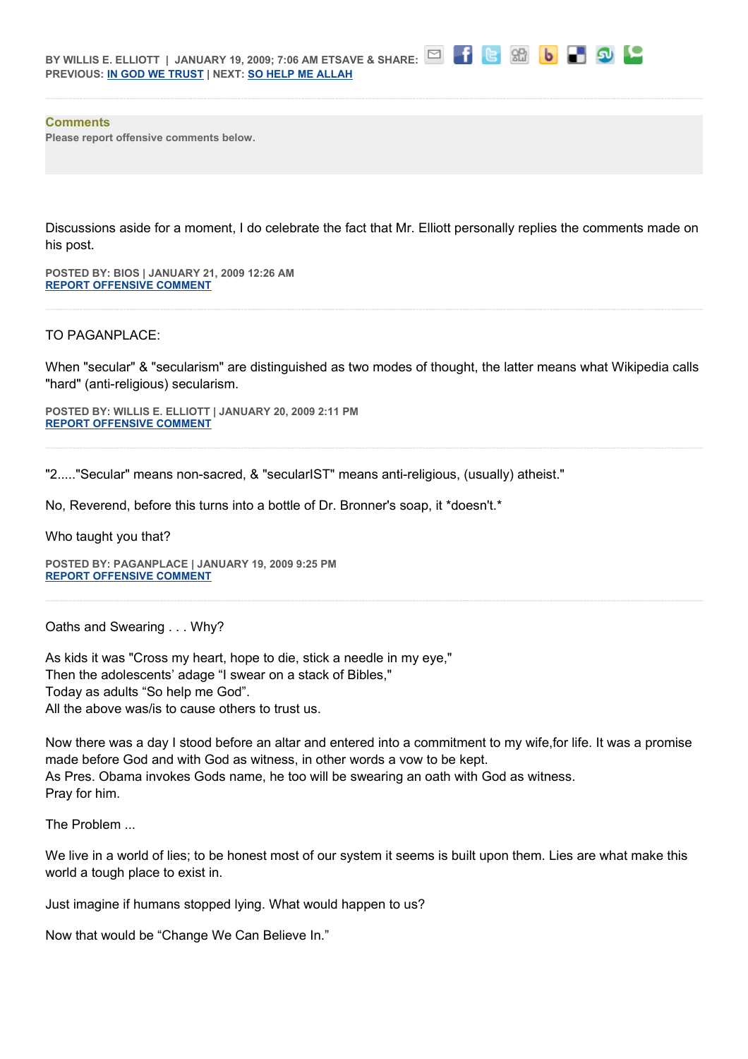BY WILLIS E. ELLIOTT | JANUARY 19, 2009; 7:06 AM ETSAVE & SHARE:
PREVIOUS: IN GOD WE TRUST | NEXT: SO HELP ME ALLAH

**Comments**
Please report offensive comments below.

Discussions aside for a moment, I do celebrate the fact that Mr. Elliott personally replies the comments made on his post.

POSTED BY: BIOS | JANUARY 21, 2009 12:26 AM
REPORT OFFENSIVE COMMENT

TO PAGANPLACE:

When "secular" & "secularism" are distinguished as two modes of thought, the latter means what Wikipedia calls "hard" (anti-religious) secularism.

POSTED BY: WILLIS E. ELLIOTT | JANUARY 20, 2009 2:11 PM
REPORT OFFENSIVE COMMENT

"2....."Secular" means non-sacred, & "secularIST" means anti-religious, (usually) atheist."

No, Reverend, before this turns into a bottle of Dr. Bronner's soap, it *doesn't.*

Who taught you that?

POSTED BY: PAGANPLACE | JANUARY 19, 2009 9:25 PM
REPORT OFFENSIVE COMMENT

Oaths and Swearing . . . Why?

As kids it was "Cross my heart, hope to die, stick a needle in my eye,"
Then the adolescents' adage "I swear on a stack of Bibles,"
Today as adults "So help me God".
All the above was/is to cause others to trust us.

Now there was a day I stood before an altar and entered into a commitment to my wife,for life. It was a promise made before God and with God as witness, in other words a vow to be kept.
As Pres. Obama invokes Gods name, he too will be swearing an oath with God as witness.
Pray for him.

The Problem ...

We live in a world of lies; to be honest most of our system it seems is built upon them. Lies are what make this world a tough place to exist in.

Just imagine if humans stopped lying. What would happen to us?

Now that would be "Change We Can Believe In."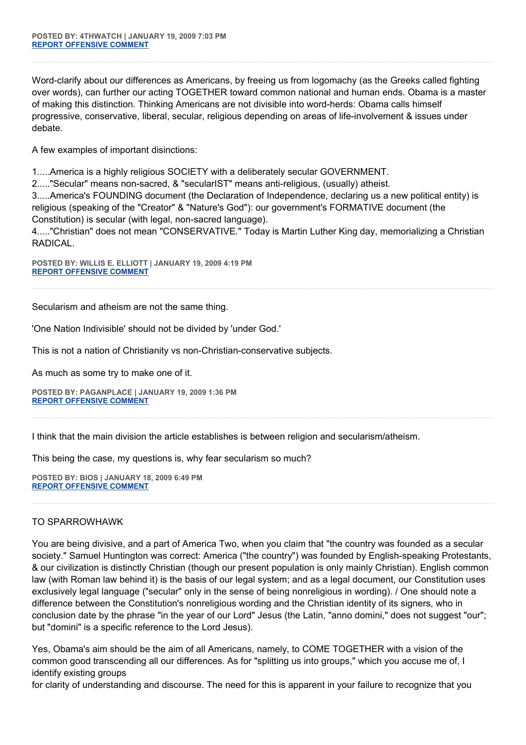**POSTED BY: 4THWATCH | JANUARY 19, 2009 7:03 PM**
**REPORT OFFENSIVE COMMENT**

---

Word-clarify about our differences as Americans, by freeing us from logomachy (as the Greeks called fighting over words), can further our acting TOGETHER toward common national and human ends. Obama is a master of making this distinction. Thinking Americans are not divisible into word-herds: Obama calls himself progressive, conservative, liberal, secular, religious depending on areas of life-involvement & issues under debate.

A few examples of important disinctions:

1.....America is a highly religious SOCIETY with a deliberately secular GOVERNMENT.
2....."Secular" means non-sacred, & "secularIST" means anti-religious, (usually) atheist.
3.....America's FOUNDING document (the Declaration of Independence, declaring us a new political entity) is religious (speaking of the "Creator" & "Nature's God"): our government's FORMATIVE document (the Constitution) is secular (with legal, non-sacred language).
4....."Christian" does not mean "CONSERVATIVE." Today is Martin Luther King day, memorializing a Christian RADICAL.

**POSTED BY: WILLIS E. ELLIOTT | JANUARY 19, 2009 4:19 PM**
**REPORT OFFENSIVE COMMENT**

---

Secularism and atheism are not the same thing.

'One Nation Indivisible' should not be divided by 'under God.'

This is not a nation of Christianity vs non-Christian-conservative subjects.

As much as some try to make one of it.

**POSTED BY: PAGANPLACE | JANUARY 19, 2009 1:36 PM**
**REPORT OFFENSIVE COMMENT**

---

I think that the main division the article establishes is between religion and secularism/atheism.

This being the case, my questions is, why fear secularism so much?

**POSTED BY: BIOS | JANUARY 18, 2009 6:49 PM**
**REPORT OFFENSIVE COMMENT**

---

TO SPARROWHAWK

You are being divisive, and a part of America Two, when you claim that "the country was founded as a secular society." Samuel Huntington was correct: America ("the country") was founded by English-speaking Protestants, & our civilization is distinctly Christian (though our present population is only mainly Christian). English common law (with Roman law behind it) is the basis of our legal system; and as a legal document, our Constitution uses exclusively legal language ("secular" only in the sense of being nonreligious in wording). / One should note a difference between the Constitution's nonreligious wording and the Christian identity of its signers, who in conclusion date by the phrase "in the year of our Lord" Jesus (the Latin, "anno domini," does not suggest "our"; but "domini" is a specific reference to the Lord Jesus).

Yes, Obama's aim should be the aim of all Americans, namely, to COME TOGETHER with a vision of the common good transcending all our differences. As for "splitting us into groups," which you accuse me of, I identify existing groups
for clarity of understanding and discourse. The need for this is apparent in your failure to recognize that you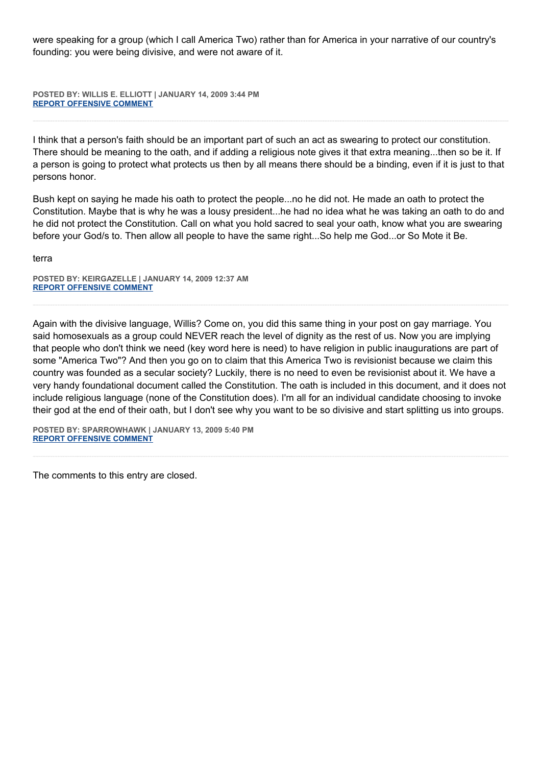were speaking for a group (which I call America Two) rather than for America in your narrative of our country's founding: you were being divisive, and were not aware of it.

**POSTED BY: WILLIS E. ELLIOTT | JANUARY 14, 2009 3:44 PM**
**REPORT OFFENSIVE COMMENT**

---

I think that a person's faith should be an important part of such an act as swearing to protect our constitution. There should be meaning to the oath, and if adding a religious note gives it that extra meaning...then so be it. If a person is going to protect what protects us then by all means there should be a binding, even if it is just to that persons honor.

Bush kept on saying he made his oath to protect the people...no he did not. He made an oath to protect the Constitution. Maybe that is why he was a lousy president...he had no idea what he was taking an oath to do and he did not protect the Constitution. Call on what you hold sacred to seal your oath, know what you are swearing before your God/s to. Then allow all people to have the same right...So help me God...or So Mote it Be.

terra

**POSTED BY: KEIRGAZELLE | JANUARY 14, 2009 12:37 AM**
**REPORT OFFENSIVE COMMENT**

---

Again with the divisive language, Willis? Come on, you did this same thing in your post on gay marriage. You said homosexuals as a group could NEVER reach the level of dignity as the rest of us. Now you are implying that people who don't think we need (key word here is need) to have religion in public inaugurations are part of some "America Two"? And then you go on to claim that this America Two is revisionist because we claim this country was founded as a secular society? Luckily, there is no need to even be revisionist about it. We have a very handy foundational document called the Constitution. The oath is included in this document, and it does not include religious language (none of the Constitution does). I'm all for an individual candidate choosing to invoke their god at the end of their oath, but I don't see why you want to be so divisive and start splitting us into groups.

**POSTED BY: SPARROWHAWK | JANUARY 13, 2009 5:40 PM**
**REPORT OFFENSIVE COMMENT**

---

The comments to this entry are closed.